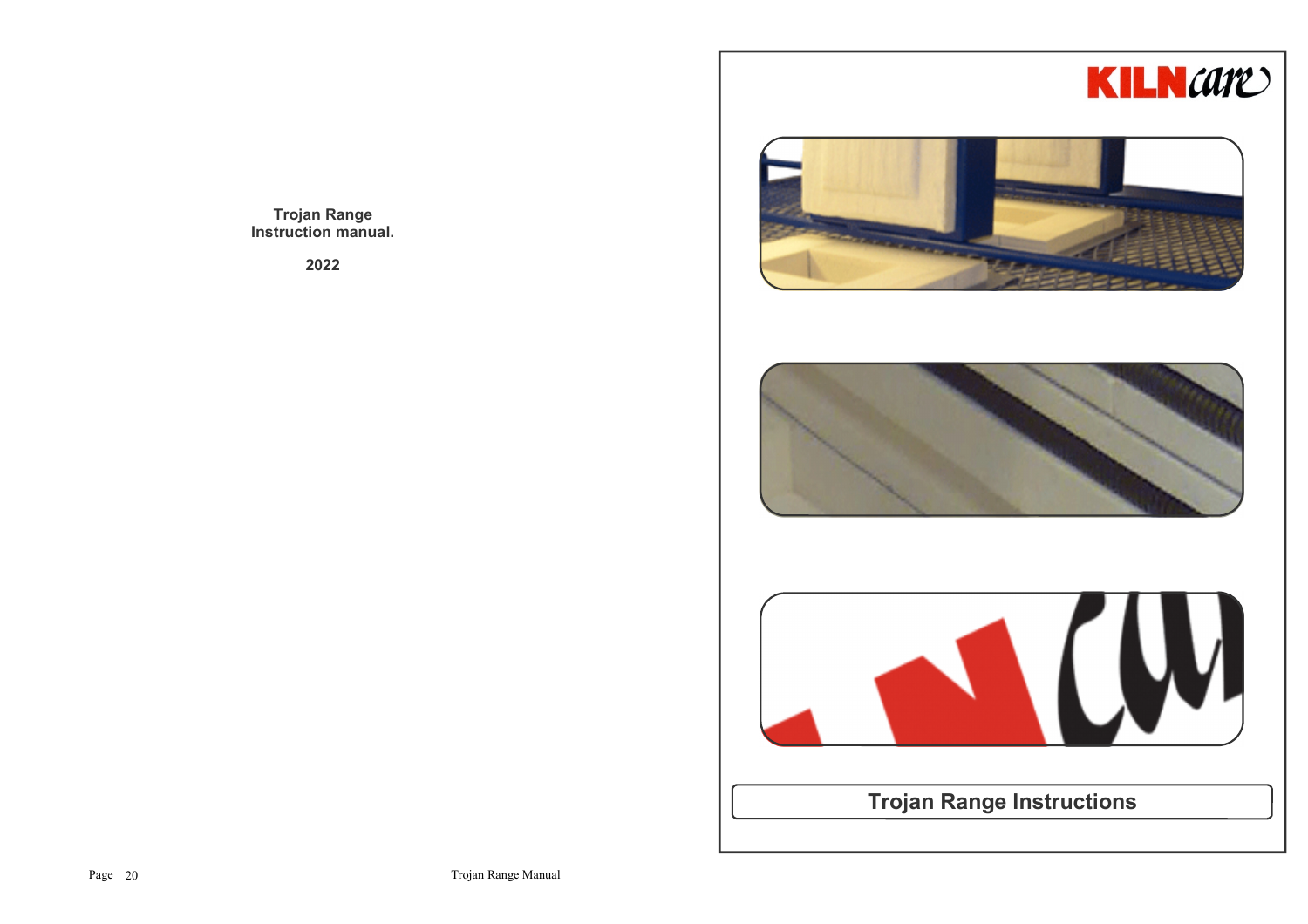**Trojan Range**
**Instruction manual.**

**2022**

KILNcare

# Trojan Range Instructions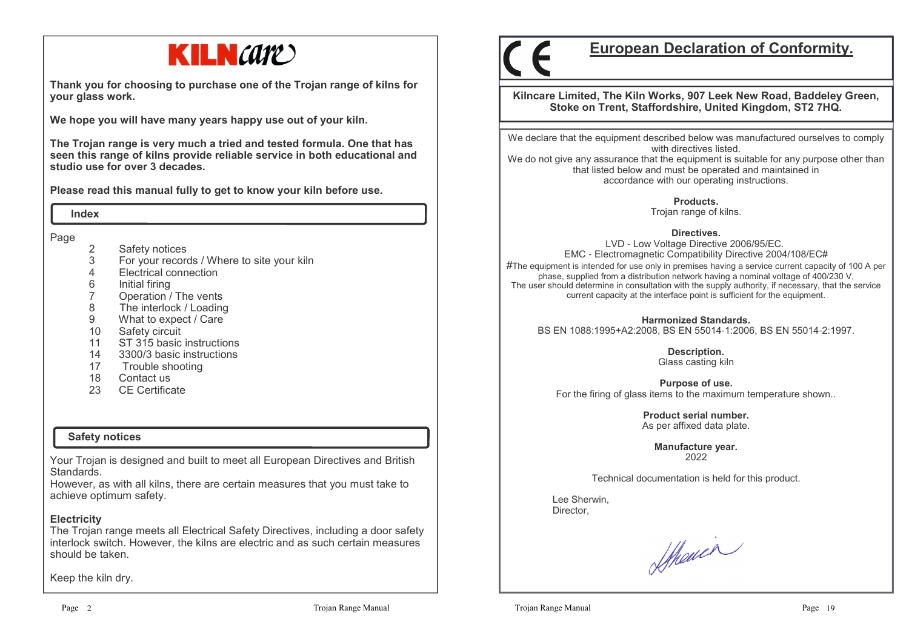# KILNcare

**Thank you for choosing to purchase one of the Trojan range of kilns for your glass work.**

**We hope you will have many years happy use out of your kiln.**

**The Trojan range is very much a tried and tested formula. One that has seen this range of kilns provide reliable service in both educational and studio use for over 3 decades.**

**Please read this manual fully to get to know your kiln before use.**

## Index

| Page | |
|---|---|
| 2 | Safety notices |
| 3 | For your records / Where to site your kiln |
| 4 | Electrical connection |
| 6 | Initial firing |
| 7 | Operation / The vents |
| 8 | The interlock / Loading |
| 9 | What to expect / Care |
| 10 | Safety circuit |
| 11 | ST 315 basic instructions |
| 14 | 3300/3 basic instructions |
| 17 | Trouble shooting |
| 18 | Contact us |
| 23 | CE Certificate |

## Safety notices

Your Trojan is designed and built to meet all European Directives and British Standards.
However, as with all kilns, there are certain measures that you must take to achieve optimum safety.

**Electricity**
The Trojan range meets all Electrical Safety Directives, including a door safety interlock switch. However, the kilns are electric and as such certain measures should be taken.

Keep the kiln dry.

---

# CE European Declaration of Conformity.

**Kilncare Limited, The Kiln Works, 907 Leek New Road, Baddeley Green, Stoke on Trent, Staffordshire, United Kingdom, ST2 7HQ.**

We declare that the equipment described below was manufactured ourselves to comply with directives listed.
We do not give any assurance that the equipment is suitable for any purpose other than that listed below and must be operated and maintained in accordance with our operating instructions.

**Products.**
Trojan range of kilns.

**Directives.**
LVD - Low Voltage Directive 2006/95/EC.
EMC - Electromagnetic Compatibility Directive 2004/108/EC#
#The equipment is intended for use only in premises having a service current capacity of 100 A per phase, supplied from a distribution network having a nominal voltage of 400/230 V,
The user should determine in consultation with the supply authority, if necessary, that the service current capacity at the interface point is sufficient for the equipment.

**Harmonized Standards.**
BS EN 1088:1995+A2:2008, BS EN 55014-1:2006, BS EN 55014-2:1997.

**Description.**
Glass casting kiln

**Purpose of use.**
For the firing of glass items to the maximum temperature shown..

**Product serial number.**
As per affixed data plate.

**Manufacture year.**
2022

Technical documentation is held for this product.

Lee Sherwin,
Director,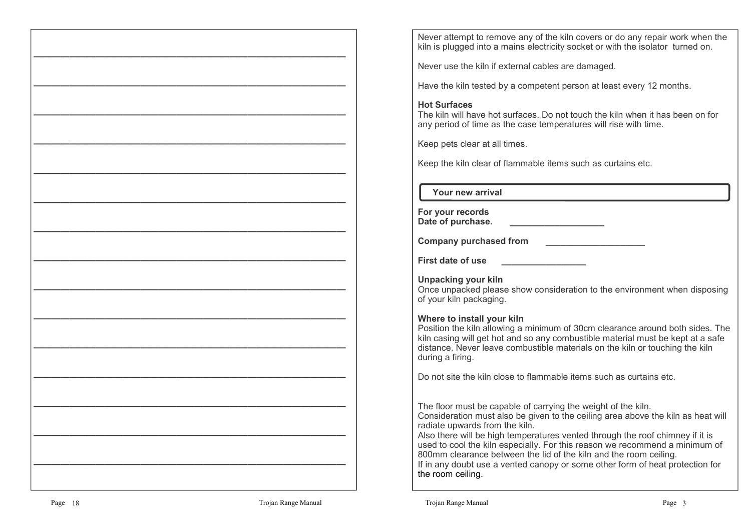Never attempt to remove any of the kiln covers or do any repair work when the kiln is plugged into a mains electricity socket or with the isolator turned on.

Never use the kiln if external cables are damaged.

Have the kiln tested by a competent person at least every 12 months.

**Hot Surfaces**
The kiln will have hot surfaces. Do not touch the kiln when it has been on for any period of time as the case temperatures will rise with time.

Keep pets clear at all times.

Keep the kiln clear of flammable items such as curtains etc.

## Your new arrival

**For your records**
**Date of purchase.** ___________________

**Company purchased from** ____________________

**First date of use** _________________

**Unpacking your kiln**
Once unpacked please show consideration to the environment when disposing of your kiln packaging.

**Where to install your kiln**
Position the kiln allowing a minimum of 30cm clearance around both sides. The kiln casing will get hot and so any combustible material must be kept at a safe distance. Never leave combustible materials on the kiln or touching the kiln during a firing.

Do not site the kiln close to flammable items such as curtains etc.

The floor must be capable of carrying the weight of the kiln.
Consideration must also be given to the ceiling area above the kiln as heat will radiate upwards from the kiln.
Also there will be high temperatures vented through the roof chimney if it is used to cool the kiln especially. For this reason we recommend a minimum of 800mm clearance between the lid of the kiln and the room ceiling.
If in any doubt use a vented canopy or some other form of heat protection for the room ceiling.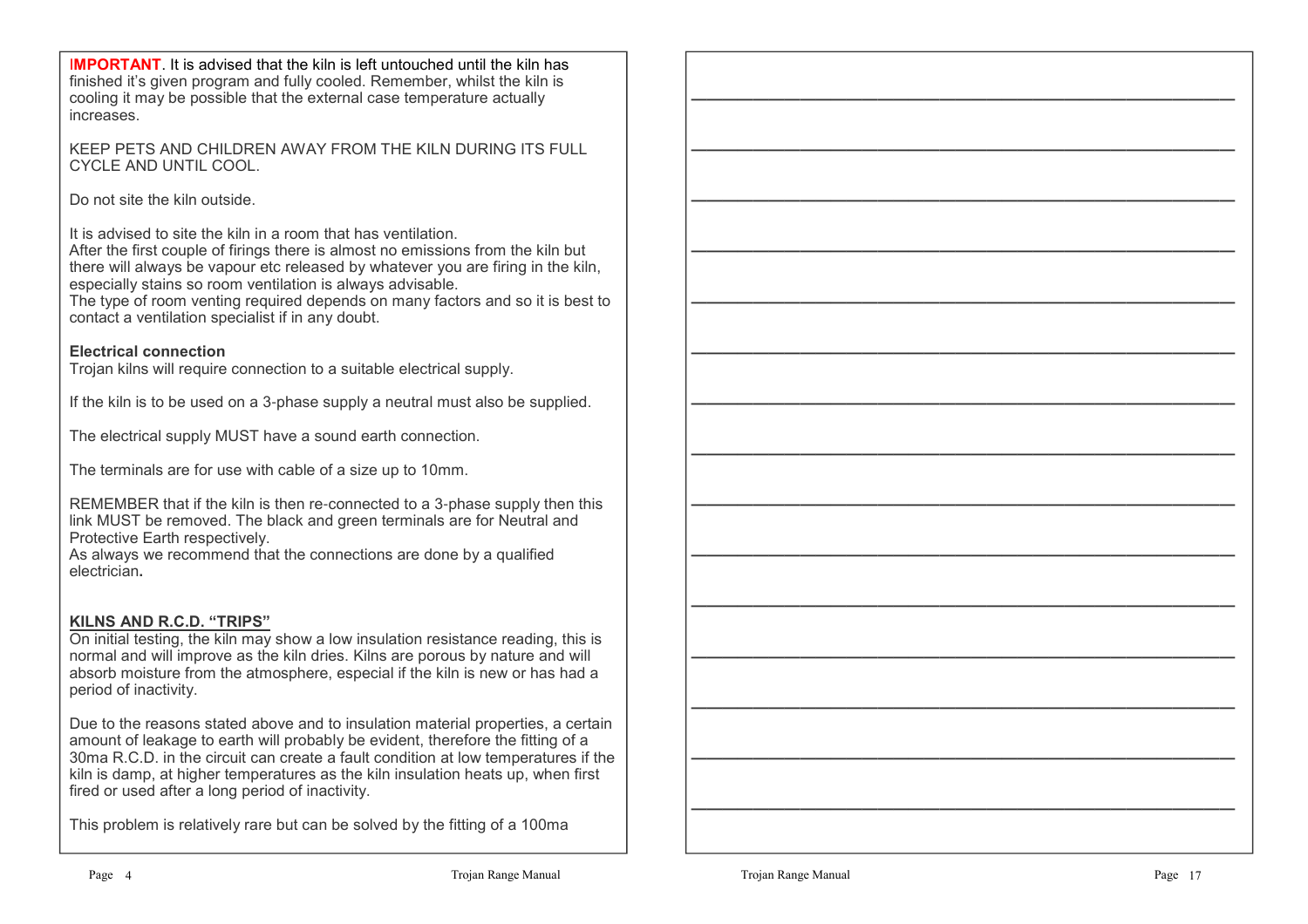**IMPORTANT**. It is advised that the kiln is left untouched until the kiln has finished it's given program and fully cooled. Remember, whilst the kiln is cooling it may be possible that the external case temperature actually increases.

KEEP PETS AND CHILDREN AWAY FROM THE KILN DURING ITS FULL CYCLE AND UNTIL COOL.

Do not site the kiln outside.

It is advised to site the kiln in a room that has ventilation.
After the first couple of firings there is almost no emissions from the kiln but there will always be vapour etc released by whatever you are firing in the kiln, especially stains so room ventilation is always advisable.
The type of room venting required depends on many factors and so it is best to contact a ventilation specialist if in any doubt.

**Electrical connection**
Trojan kilns will require connection to a suitable electrical supply.

If the kiln is to be used on a 3-phase supply a neutral must also be supplied.

The electrical supply MUST have a sound earth connection.

The terminals are for use with cable of a size up to 10mm.

REMEMBER that if the kiln is then re-connected to a 3-phase supply then this link MUST be removed. The black and green terminals are for Neutral and Protective Earth respectively.
As always we recommend that the connections are done by a qualified electrician**.**

**KILNS AND R.C.D. "TRIPS"**

On initial testing, the kiln may show a low insulation resistance reading, this is normal and will improve as the kiln dries. Kilns are porous by nature and will absorb moisture from the atmosphere, especial if the kiln is new or has had a period of inactivity.

Due to the reasons stated above and to insulation material properties, a certain amount of leakage to earth will probably be evident, therefore the fitting of a 30ma R.C.D. in the circuit can create a fault condition at low temperatures if the kiln is damp, at higher temperatures as the kiln insulation heats up, when first fired or used after a long period of inactivity.

This problem is relatively rare but can be solved by the fitting of a 100ma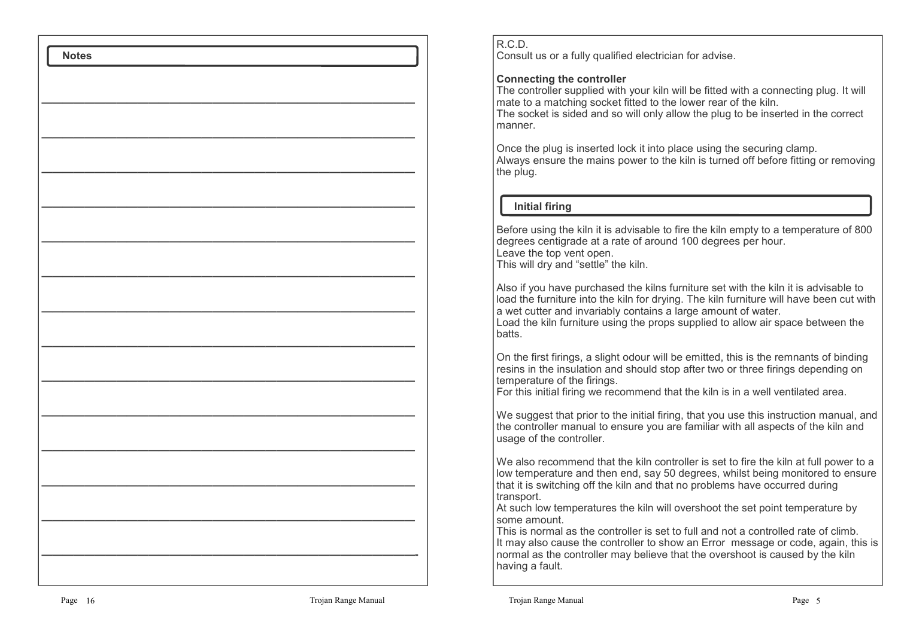## Notes

R.C.D.
Consult us or a fully qualified electrician for advise.

**Connecting the controller**

The controller supplied with your kiln will be fitted with a connecting plug. It will mate to a matching socket fitted to the lower rear of the kiln.
The socket is sided and so will only allow the plug to be inserted in the correct manner.

Once the plug is inserted lock it into place using the securing clamp.
Always ensure the mains power to the kiln is turned off before fitting or removing the plug.

## Initial firing

Before using the kiln it is advisable to fire the kiln empty to a temperature of 800 degrees centigrade at a rate of around 100 degrees per hour.
Leave the top vent open.
This will dry and "settle" the kiln.

Also if you have purchased the kilns furniture set with the kiln it is advisable to load the furniture into the kiln for drying. The kiln furniture will have been cut with a wet cutter and invariably contains a large amount of water.
Load the kiln furniture using the props supplied to allow air space between the batts.

On the first firings, a slight odour will be emitted, this is the remnants of binding resins in the insulation and should stop after two or three firings depending on temperature of the firings.
For this initial firing we recommend that the kiln is in a well ventilated area.

We suggest that prior to the initial firing, that you use this instruction manual, and the controller manual to ensure you are familiar with all aspects of the kiln and usage of the controller.

We also recommend that the kiln controller is set to fire the kiln at full power to a low temperature and then end, say 50 degrees, whilst being monitored to ensure that it is switching off the kiln and that no problems have occurred during transport.
At such low temperatures the kiln will overshoot the set point temperature by some amount.
This is normal as the controller is set to full and not a controlled rate of climb.
It may also cause the controller to show an Error message or code, again, this is normal as the controller may believe that the overshoot is caused by the kiln having a fault.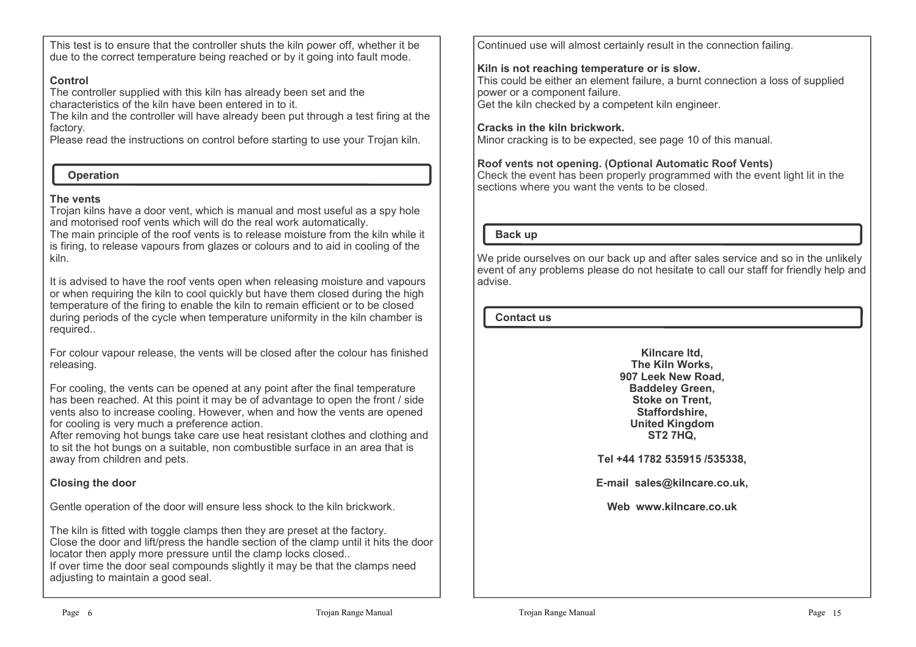This test is to ensure that the controller shuts the kiln power off, whether it be due to the correct temperature being reached or by it going into fault mode.

**Control**

The controller supplied with this kiln has already been set and the characteristics of the kiln have been entered in to it.
The kiln and the controller will have already been put through a test firing at the factory.
Please read the instructions on control before starting to use your Trojan kiln.

## Operation

**The vents**

Trojan kilns have a door vent, which is manual and most useful as a spy hole and motorised roof vents which will do the real work automatically.
The main principle of the roof vents is to release moisture from the kiln while it is firing, to release vapours from glazes or colours and to aid in cooling of the kiln.

It is advised to have the roof vents open when releasing moisture and vapours or when requiring the kiln to cool quickly but have them closed during the high temperature of the firing to enable the kiln to remain efficient or to be closed during periods of the cycle when temperature uniformity in the kiln chamber is required..

For colour vapour release, the vents will be closed after the colour has finished releasing.

For cooling, the vents can be opened at any point after the final temperature has been reached. At this point it may be of advantage to open the front / side vents also to increase cooling. However, when and how the vents are opened for cooling is very much a preference action.
After removing hot bungs take care use heat resistant clothes and clothing and to sit the hot bungs on a suitable, non combustible surface in an area that is away from children and pets.

**Closing the door**

Gentle operation of the door will ensure less shock to the kiln brickwork.

The kiln is fitted with toggle clamps then they are preset at the factory.
Close the door and lift/press the handle section of the clamp until it hits the door locator then apply more pressure until the clamp locks closed..
If over time the door seal compounds slightly it may be that the clamps need adjusting to maintain a good seal.

Continued use will almost certainly result in the connection failing.

**Kiln is not reaching temperature or is slow.**

This could be either an element failure, a burnt connection a loss of supplied power or a component failure.
Get the kiln checked by a competent kiln engineer.

**Cracks in the kiln brickwork.**

Minor cracking is to be expected, see page 10 of this manual.

**Roof vents not opening. (Optional Automatic Roof Vents)**

Check the event has been properly programmed with the event light lit in the sections where you want the vents to be closed.

## Back up

We pride ourselves on our back up and after sales service and so in the unlikely event of any problems please do not hesitate to call our staff for friendly help and advise.

## Contact us

**Kilncare ltd,**
**The Kiln Works,**
**907 Leek New Road,**
**Baddeley Green,**
**Stoke on Trent,**
**Staffordshire,**
**United Kingdom**
**ST2 7HQ,**

**Tel +44 1782 535915 /535338,**

**E-mail sales@kilncare.co.uk,**

**Web www.kilncare.co.uk**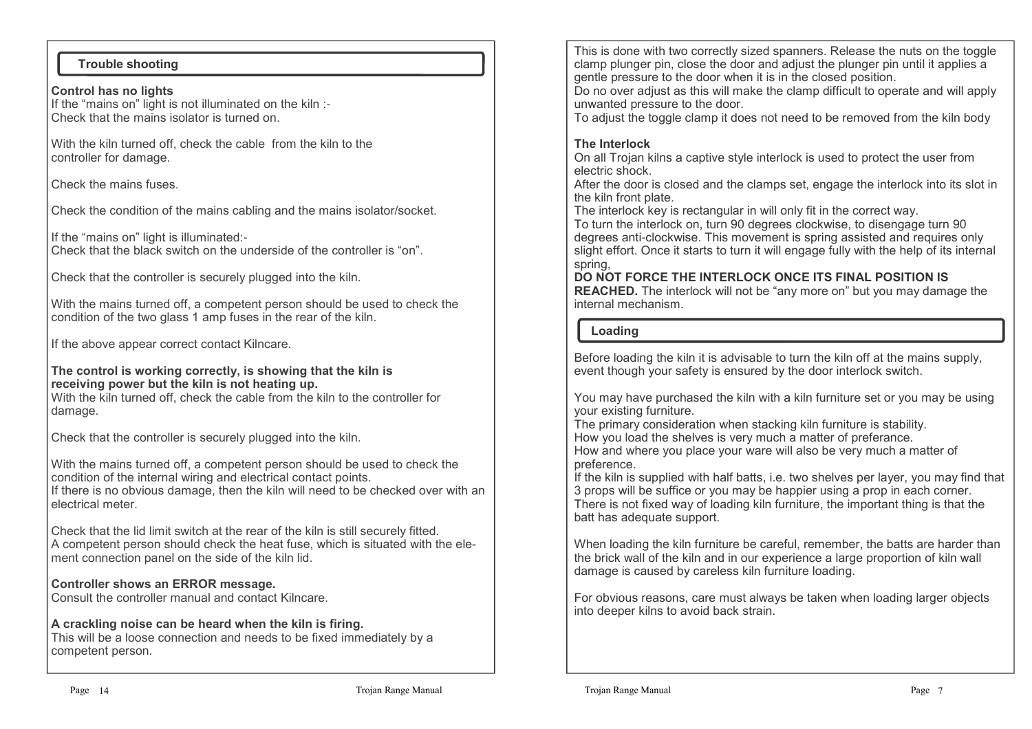## Trouble shooting

**Control has no lights**
If the "mains on" light is not illuminated on the kiln :-
Check that the mains isolator is turned on.

With the kiln turned off, check the cable from the kiln to the controller for damage.

Check the mains fuses.

Check the condition of the mains cabling and the mains isolator/socket.

If the "mains on" light is illuminated:-
Check that the black switch on the underside of the controller is "on".

Check that the controller is securely plugged into the kiln.

With the mains turned off, a competent person should be used to check the condition of the two glass 1 amp fuses in the rear of the kiln.

If the above appear correct contact Kilncare.

**The control is working correctly, is showing that the kiln is receiving power but the kiln is not heating up.**
With the kiln turned off, check the cable from the kiln to the controller for damage.

Check that the controller is securely plugged into the kiln.

With the mains turned off, a competent person should be used to check the condition of the internal wiring and electrical contact points.
If there is no obvious damage, then the kiln will need to be checked over with an electrical meter.

Check that the lid limit switch at the rear of the kiln is still securely fitted.
A competent person should check the heat fuse, which is situated with the element connection panel on the side of the kiln lid.

**Controller shows an ERROR message.**
Consult the controller manual and contact Kilncare.

**A crackling noise can be heard when the kiln is firing.**
This will be a loose connection and needs to be fixed immediately by a competent person.

This is done with two correctly sized spanners. Release the nuts on the toggle clamp plunger pin, close the door and adjust the plunger pin until it applies a gentle pressure to the door when it is in the closed position.
Do no over adjust as this will make the clamp difficult to operate and will apply unwanted pressure to the door.
To adjust the toggle clamp it does not need to be removed from the kiln body

**The Interlock**
On all Trojan kilns a captive style interlock is used to protect the user from electric shock.
After the door is closed and the clamps set, engage the interlock into its slot in the kiln front plate.
The interlock key is rectangular in will only fit in the correct way.
To turn the interlock on, turn 90 degrees clockwise, to disengage turn 90 degrees anti-clockwise. This movement is spring assisted and requires only slight effort. Once it starts to turn it will engage fully with the help of its internal spring,
**DO NOT FORCE THE INTERLOCK ONCE ITS FINAL POSITION IS REACHED.** The interlock will not be "any more on" but you may damage the internal mechanism.

## Loading

Before loading the kiln it is advisable to turn the kiln off at the mains supply, event though your safety is ensured by the door interlock switch.

You may have purchased the kiln with a kiln furniture set or you may be using your existing furniture.
The primary consideration when stacking kiln furniture is stability.
How you load the shelves is very much a matter of preferance.
How and where you place your ware will also be very much a matter of preference.
If the kiln is supplied with half batts, i.e. two shelves per layer, you may find that 3 props will be suffice or you may be happier using a prop in each corner.
There is not fixed way of loading kiln furniture, the important thing is that the batt has adequate support.

When loading the kiln furniture be careful, remember, the batts are harder than the brick wall of the kiln and in our experience a large proportion of kiln wall damage is caused by careless kiln furniture loading.

For obvious reasons, care must always be taken when loading larger objects into deeper kilns to avoid back strain.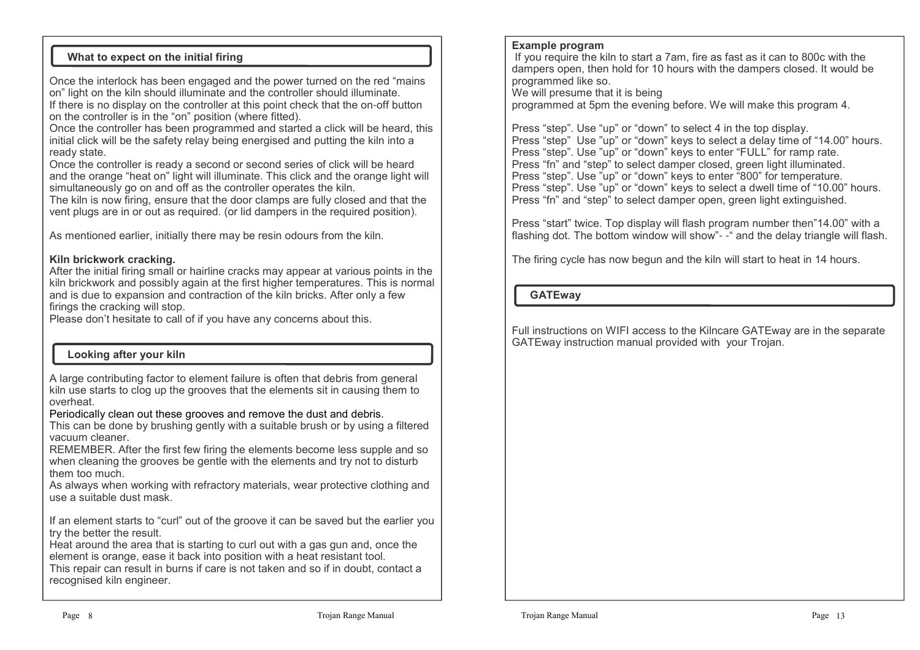## What to expect on the initial firing

Once the interlock has been engaged and the power turned on the red “mains on” light on the kiln should illuminate and the controller should illuminate.
If there is no display on the controller at this point check that the on-off button on the controller is in the “on” position (where fitted).
Once the controller has been programmed and started a click will be heard, this initial click will be the safety relay being energised and putting the kiln into a ready state.
Once the controller is ready a second or second series of click will be heard and the orange “heat on” light will illuminate. This click and the orange light will simultaneously go on and off as the controller operates the kiln.
The kiln is now firing, ensure that the door clamps are fully closed and that the vent plugs are in or out as required. (or lid dampers in the required position).

As mentioned earlier, initially there may be resin odours from the kiln.

**Kiln brickwork cracking.**
After the initial firing small or hairline cracks may appear at various points in the kiln brickwork and possibly again at the first higher temperatures. This is normal and is due to expansion and contraction of the kiln bricks. After only a few firings the cracking will stop.
Please don’t hesitate to call of if you have any concerns about this.

## Looking after your kiln

A large contributing factor to element failure is often that debris from general kiln use starts to clog up the grooves that the elements sit in causing them to overheat.
Periodically clean out these grooves and remove the dust and debris.
This can be done by brushing gently with a suitable brush or by using a filtered vacuum cleaner.
REMEMBER. After the first few firing the elements become less supple and so when cleaning the grooves be gentle with the elements and try not to disturb them too much.
As always when working with refractory materials, wear protective clothing and use a suitable dust mask.

If an element starts to “curl” out of the groove it can be saved but the earlier you try the better the result.
Heat around the area that is starting to curl out with a gas gun and, once the element is orange, ease it back into position with a heat resistant tool.
This repair can result in burns if care is not taken and so if in doubt, contact a recognised kiln engineer.

**Example program**
If you require the kiln to start a 7am, fire as fast as it can to 800c with the dampers open, then hold for 10 hours with the dampers closed. It would be programmed like so.
We will presume that it is being
programmed at 5pm the evening before. We will make this program 4.

Press “step”. Use “up” or “down” to select 4 in the top display.
Press “step” Use ”up” or “down” keys to select a delay time of “14.00” hours.
Press “step”. Use ”up” or “down” keys to enter “FULL” for ramp rate.
Press “fn” and “step” to select damper closed, green light illuminated.
Press “step”. Use ”up” or “down” keys to enter “800” for temperature.
Press “step”. Use ”up” or “down” keys to select a dwell time of “10.00” hours.
Press “fn” and “step” to select damper open, green light extinguished.

Press “start” twice. Top display will flash program number then”14.00” with a flashing dot. The bottom window will show”- -“ and the delay triangle will flash.

The firing cycle has now begun and the kiln will start to heat in 14 hours.

## GATEway

Full instructions on WIFI access to the Kilncare GATEway are in the separate GATEway instruction manual provided with your Trojan.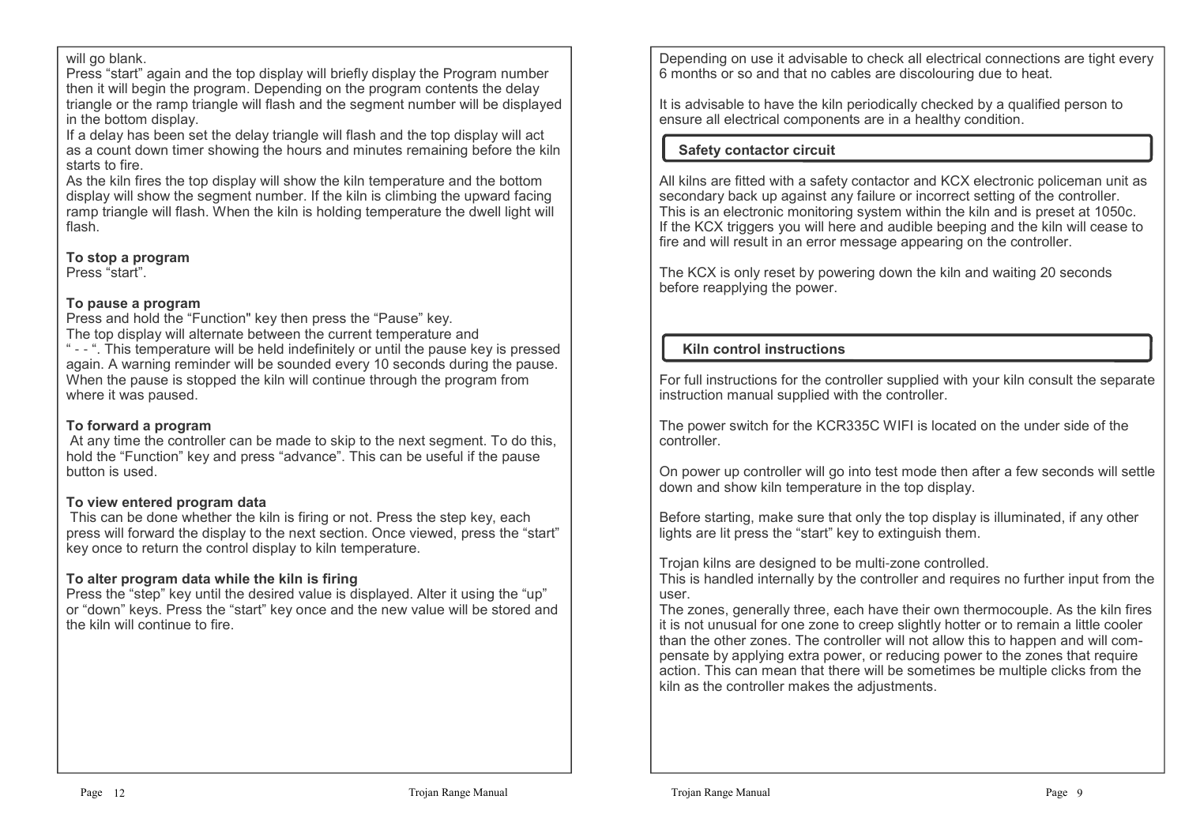will go blank.
Press “start” again and the top display will briefly display the Program number then it will begin the program. Depending on the program contents the delay triangle or the ramp triangle will flash and the segment number will be displayed in the bottom display.
If a delay has been set the delay triangle will flash and the top display will act as a count down timer showing the hours and minutes remaining before the kiln starts to fire.
As the kiln fires the top display will show the kiln temperature and the bottom display will show the segment number. If the kiln is climbing the upward facing ramp triangle will flash. When the kiln is holding temperature the dwell light will flash.

**To stop a program**
Press “start”.

**To pause a program**
Press and hold the “Function" key then press the “Pause” key.
The top display will alternate between the current temperature and “ - - “. This temperature will be held indefinitely or until the pause key is pressed again. A warning reminder will be sounded every 10 seconds during the pause. When the pause is stopped the kiln will continue through the program from where it was paused.

**To forward a program**
At any time the controller can be made to skip to the next segment. To do this, hold the “Function” key and press “advance”. This can be useful if the pause button is used.

**To view entered program data**
This can be done whether the kiln is firing or not. Press the step key, each press will forward the display to the next section. Once viewed, press the “start” key once to return the control display to kiln temperature.

**To alter program data while the kiln is firing**
Press the “step” key until the desired value is displayed. Alter it using the “up” or “down” keys. Press the “start” key once and the new value will be stored and the kiln will continue to fire.

Depending on use it advisable to check all electrical connections are tight every 6 months or so and that no cables are discolouring due to heat.

It is advisable to have the kiln periodically checked by a qualified person to ensure all electrical components are in a healthy condition.

## Safety contactor circuit

All kilns are fitted with a safety contactor and KCX electronic policeman unit as secondary back up against any failure or incorrect setting of the controller. This is an electronic monitoring system within the kiln and is preset at 1050c. If the KCX triggers you will here and audible beeping and the kiln will cease to fire and will result in an error message appearing on the controller.

The KCX is only reset by powering down the kiln and waiting 20 seconds before reapplying the power.

## Kiln control instructions

For full instructions for the controller supplied with your kiln consult the separate instruction manual supplied with the controller.

The power switch for the KCR335C WIFI is located on the under side of the controller.

On power up controller will go into test mode then after a few seconds will settle down and show kiln temperature in the top display.

Before starting, make sure that only the top display is illuminated, if any other lights are lit press the “start” key to extinguish them.

Trojan kilns are designed to be multi-zone controlled.
This is handled internally by the controller and requires no further input from the user.
The zones, generally three, each have their own thermocouple. As the kiln fires it is not unusual for one zone to creep slightly hotter or to remain a little cooler than the other zones. The controller will not allow this to happen and will compensate by applying extra power, or reducing power to the zones that require action. This can mean that there will be sometimes be multiple clicks from the kiln as the controller makes the adjustments.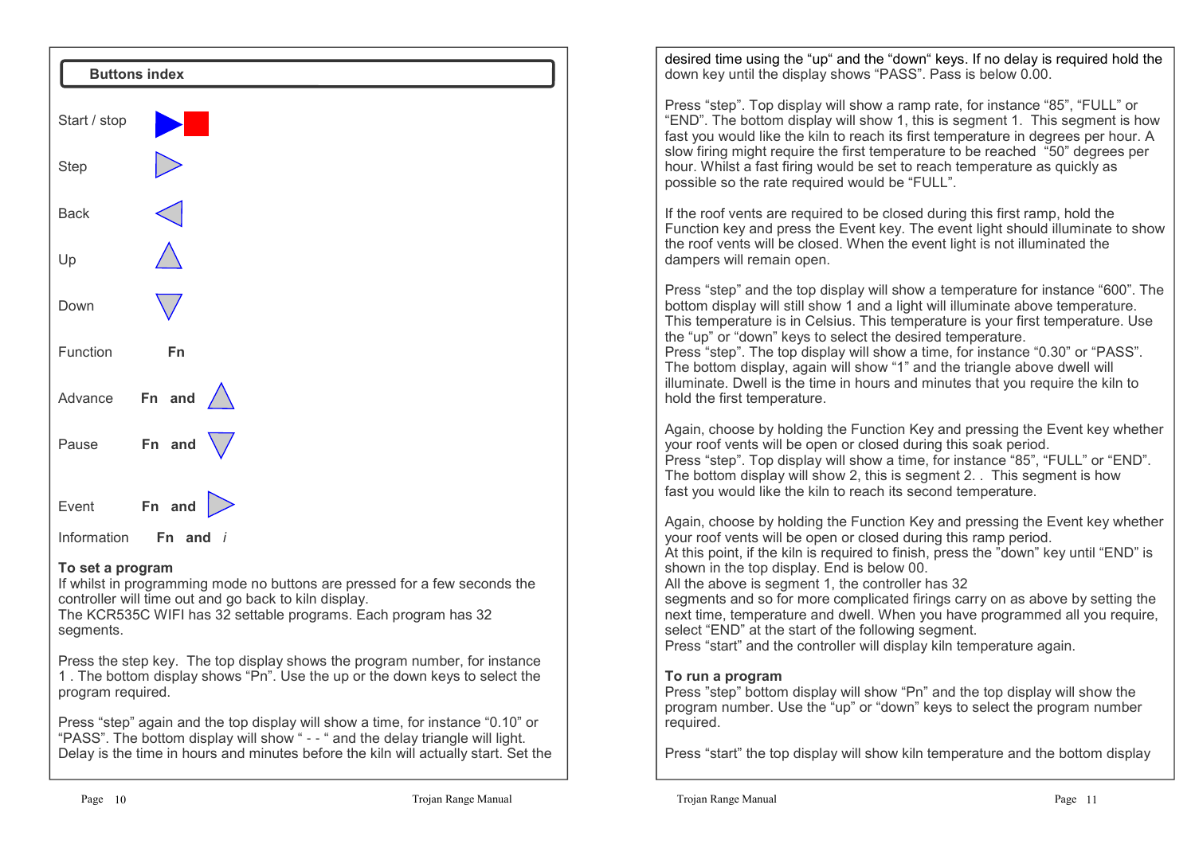## Buttons index

| | |
|---|---|
| Start / stop | ▶ ■ |
| Step | ▷ |
| Back | ◁ |
| Up | △ |
| Down | ▽ |
| Function | Fn |
| Advance | Fn and △ |
| Pause | Fn and ▽ |
| Event | Fn and ▷ |
| Information | Fn and *i* |

**To set a program**

If whilst in programming mode no buttons are pressed for a few seconds the controller will time out and go back to kiln display.
The KCR535C WIFI has 32 settable programs. Each program has 32 segments.

Press the step key. The top display shows the program number, for instance 1 . The bottom display shows "Pn". Use the up or the down keys to select the program required.

Press "step" again and the top display will show a time, for instance "0.10" or "PASS". The bottom display will show " - - " and the delay triangle will light. Delay is the time in hours and minutes before the kiln will actually start. Set the desired time using the "up" and the "down" keys. If no delay is required hold the down key until the display shows "PASS". Pass is below 0.00.

Press "step". Top display will show a ramp rate, for instance "85", "FULL" or "END". The bottom display will show 1, this is segment 1. This segment is how fast you would like the kiln to reach its first temperature in degrees per hour. A slow firing might require the first temperature to be reached "50" degrees per hour. Whilst a fast firing would be set to reach temperature as quickly as possible so the rate required would be "FULL".

If the roof vents are required to be closed during this first ramp, hold the Function key and press the Event key. The event light should illuminate to show the roof vents will be closed. When the event light is not illuminated the dampers will remain open.

Press "step" and the top display will show a temperature for instance "600". The bottom display will still show 1 and a light will illuminate above temperature. This temperature is in Celsius. This temperature is your first temperature. Use the "up" or "down" keys to select the desired temperature.
Press "step". The top display will show a time, for instance "0.30" or "PASS". The bottom display, again will show "1" and the triangle above dwell will illuminate. Dwell is the time in hours and minutes that you require the kiln to hold the first temperature.

Again, choose by holding the Function Key and pressing the Event key whether your roof vents will be open or closed during this soak period.
Press "step". Top display will show a time, for instance "85", "FULL" or "END". The bottom display will show 2, this is segment 2. . This segment is how fast you would like the kiln to reach its second temperature.

Again, choose by holding the Function Key and pressing the Event key whether your roof vents will be open or closed during this ramp period.
At this point, if the kiln is required to finish, press the "down" key until "END" is shown in the top display. End is below 00.
All the above is segment 1, the controller has 32 segments and so for more complicated firings carry on as above by setting the next time, temperature and dwell. When you have programmed all you require, select "END" at the start of the following segment.
Press "start" and the controller will display kiln temperature again.

**To run a program**

Press "step" bottom display will show "Pn" and the top display will show the program number. Use the "up" or "down" keys to select the program number required.

Press "start" the top display will show kiln temperature and the bottom display